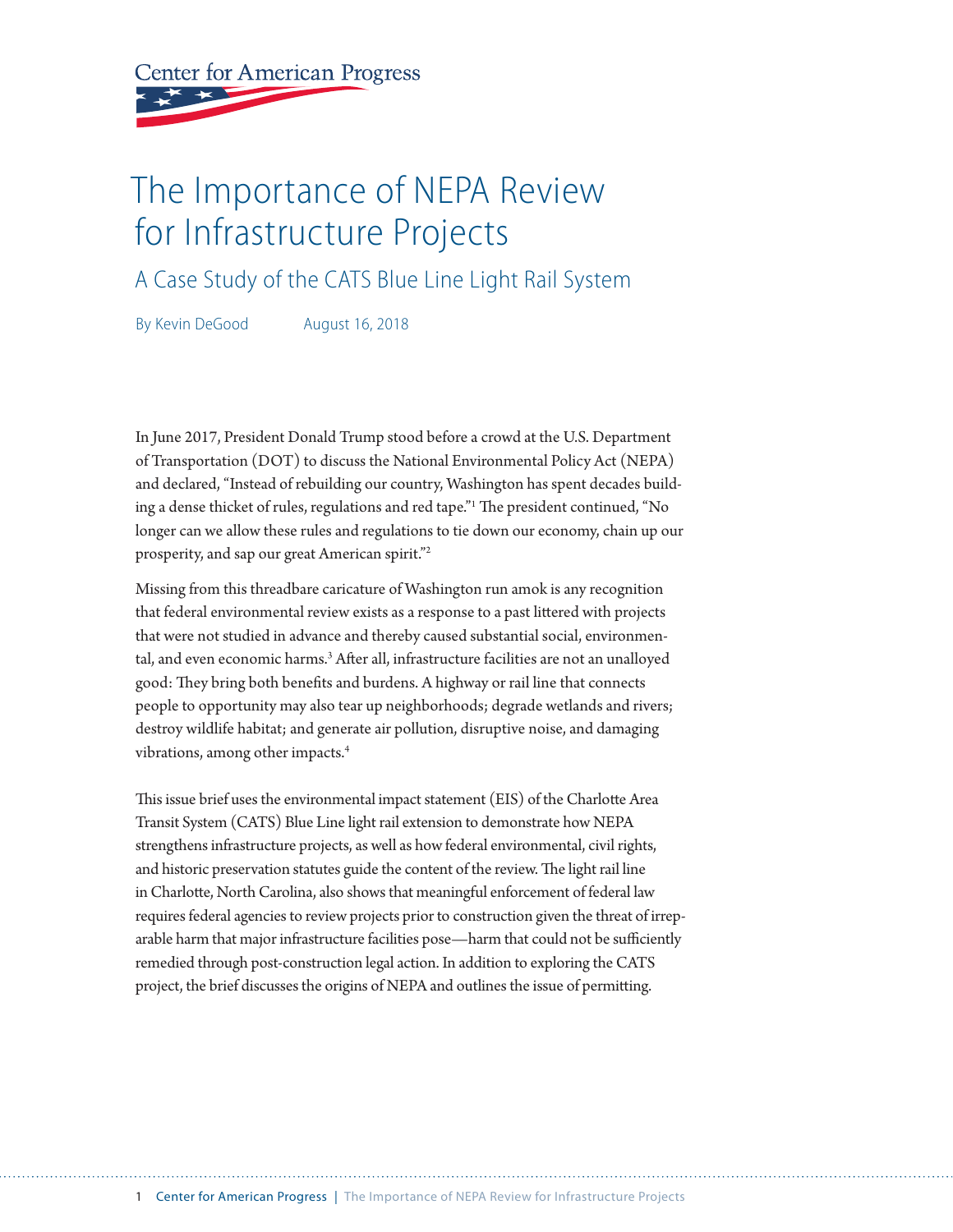Center for American Progress

# The Importance of NEPA Review for Infrastructure Projects

## A Case Study of the CATS Blue Line Light Rail System

By Kevin DeGood August 16, 2018

In June 2017, President Donald Trump stood before a crowd at the U.S. Department of Transportation (DOT) to discuss the National Environmental Policy Act (NEPA) and declared, "Instead of rebuilding our country, Washington has spent decades building a dense thicket of rules, regulations and red tape."[1] The president continued, "No longer can we allow these rules and regulations to tie down our economy, chain up our prosperity, and sap our great American spirit."[2]

Missing from this threadbare caricature of Washington run amok is any recognition that federal environmental review exists as a response to a past littered with projects that were not studied in advance and thereby caused substantial social, environmental, and even economic harms.[3] After all, infrastructure facilities are not an unalloyed good: They bring both benefits and burdens. A highway or rail line that connects people to opportunity may also tear up neighborhoods; degrade wetlands and rivers; destroy wildlife habitat; and generate air pollution, disruptive noise, and damaging vibrations, among other impacts.[4]

This issue brief uses the environmental impact statement (EIS) of the Charlotte Area Transit System (CATS) Blue Line light rail extension to demonstrate how NEPA strengthens infrastructure projects, as well as how federal environmental, civil rights, and historic preservation statutes guide the content of the review. The light rail line in Charlotte, North Carolina, also shows that meaningful enforcement of federal law requires federal agencies to review projects prior to construction given the threat of irreparable harm that major infrastructure facilities pose—harm that could not be sufficiently remedied through post-construction legal action. In addition to exploring the CATS project, the brief discusses the origins of NEPA and outlines the issue of permitting.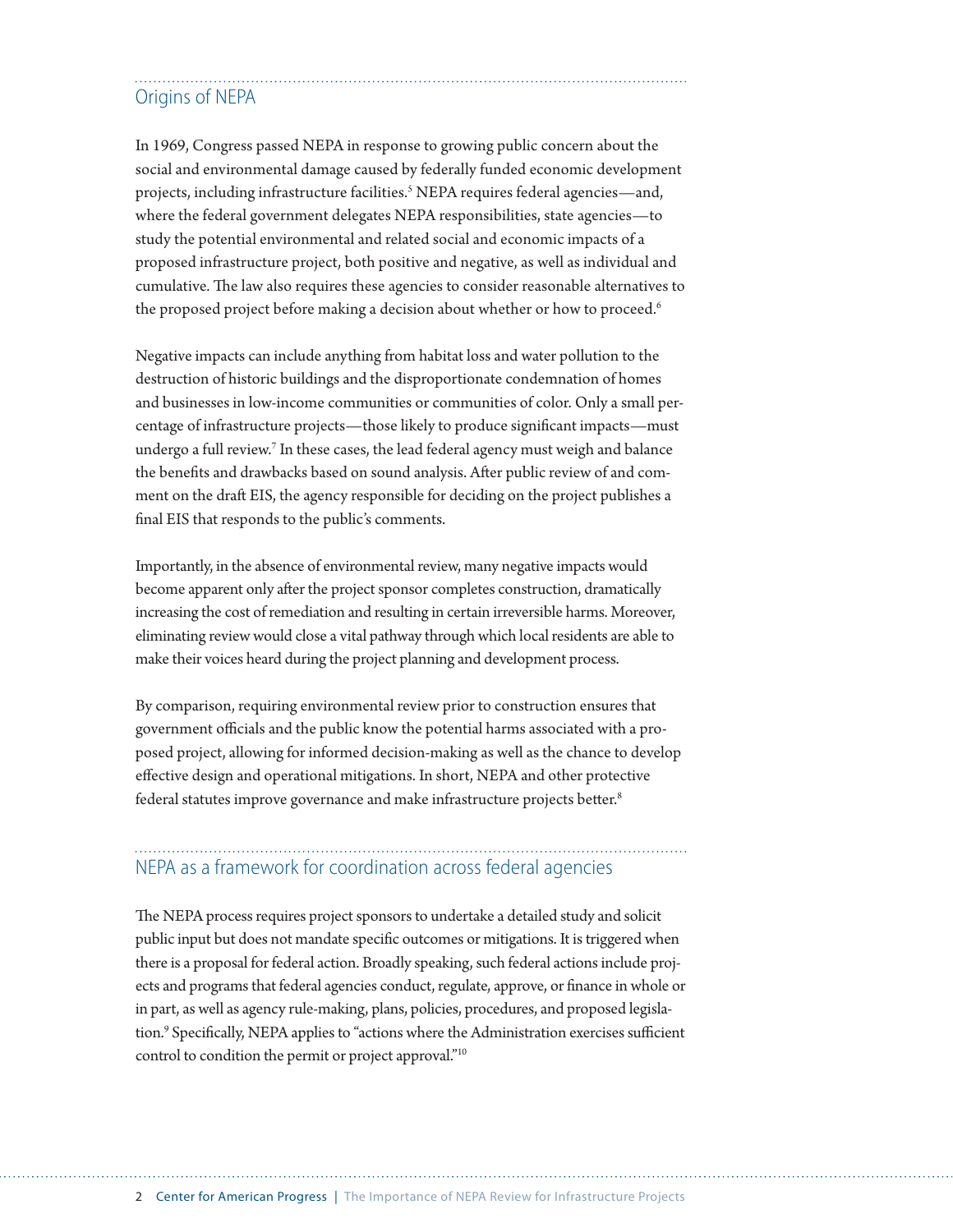## Origins of NEPA

In 1969, Congress passed NEPA in response to growing public concern about the social and environmental damage caused by federally funded economic development projects, including infrastructure facilities.[5] NEPA requires federal agencies—and, where the federal government delegates NEPA responsibilities, state agencies—to study the potential environmental and related social and economic impacts of a proposed infrastructure project, both positive and negative, as well as individual and cumulative. The law also requires these agencies to consider reasonable alternatives to the proposed project before making a decision about whether or how to proceed.[6]

Negative impacts can include anything from habitat loss and water pollution to the destruction of historic buildings and the disproportionate condemnation of homes and businesses in low-income communities or communities of color. Only a small percentage of infrastructure projects—those likely to produce significant impacts—must undergo a full review.[7] In these cases, the lead federal agency must weigh and balance the benefits and drawbacks based on sound analysis. After public review of and comment on the draft EIS, the agency responsible for deciding on the project publishes a final EIS that responds to the public's comments.

Importantly, in the absence of environmental review, many negative impacts would become apparent only after the project sponsor completes construction, dramatically increasing the cost of remediation and resulting in certain irreversible harms. Moreover, eliminating review would close a vital pathway through which local residents are able to make their voices heard during the project planning and development process.

By comparison, requiring environmental review prior to construction ensures that government officials and the public know the potential harms associated with a proposed project, allowing for informed decision-making as well as the chance to develop effective design and operational mitigations. In short, NEPA and other protective federal statutes improve governance and make infrastructure projects better.[8]

## NEPA as a framework for coordination across federal agencies

The NEPA process requires project sponsors to undertake a detailed study and solicit public input but does not mandate specific outcomes or mitigations. It is triggered when there is a proposal for federal action. Broadly speaking, such federal actions include projects and programs that federal agencies conduct, regulate, approve, or finance in whole or in part, as well as agency rule-making, plans, policies, procedures, and proposed legislation.[9] Specifically, NEPA applies to "actions where the Administration exercises sufficient control to condition the permit or project approval."[10]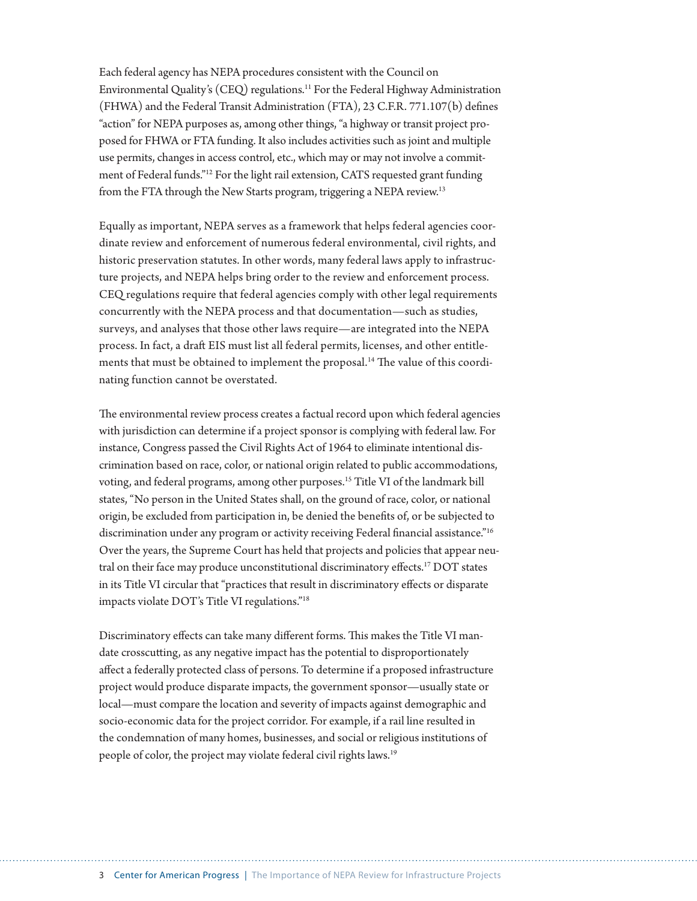Each federal agency has NEPA procedures consistent with the Council on Environmental Quality's (CEQ) regulations.[11] For the Federal Highway Administration (FHWA) and the Federal Transit Administration (FTA), 23 C.F.R. 771.107(b) defines "action" for NEPA purposes as, among other things, "a highway or transit project proposed for FHWA or FTA funding. It also includes activities such as joint and multiple use permits, changes in access control, etc., which may or may not involve a commitment of Federal funds."[12] For the light rail extension, CATS requested grant funding from the FTA through the New Starts program, triggering a NEPA review.[13]

Equally as important, NEPA serves as a framework that helps federal agencies coordinate review and enforcement of numerous federal environmental, civil rights, and historic preservation statutes. In other words, many federal laws apply to infrastructure projects, and NEPA helps bring order to the review and enforcement process. CEQ regulations require that federal agencies comply with other legal requirements concurrently with the NEPA process and that documentation—such as studies, surveys, and analyses that those other laws require—are integrated into the NEPA process. In fact, a draft EIS must list all federal permits, licenses, and other entitlements that must be obtained to implement the proposal.[14] The value of this coordinating function cannot be overstated.

The environmental review process creates a factual record upon which federal agencies with jurisdiction can determine if a project sponsor is complying with federal law. For instance, Congress passed the Civil Rights Act of 1964 to eliminate intentional discrimination based on race, color, or national origin related to public accommodations, voting, and federal programs, among other purposes.[15] Title VI of the landmark bill states, "No person in the United States shall, on the ground of race, color, or national origin, be excluded from participation in, be denied the benefits of, or be subjected to discrimination under any program or activity receiving Federal financial assistance."[16] Over the years, the Supreme Court has held that projects and policies that appear neutral on their face may produce unconstitutional discriminatory effects.[17] DOT states in its Title VI circular that "practices that result in discriminatory effects or disparate impacts violate DOT's Title VI regulations."[18]

Discriminatory effects can take many different forms. This makes the Title VI mandate crosscutting, as any negative impact has the potential to disproportionately affect a federally protected class of persons. To determine if a proposed infrastructure project would produce disparate impacts, the government sponsor—usually state or local—must compare the location and severity of impacts against demographic and socio-economic data for the project corridor. For example, if a rail line resulted in the condemnation of many homes, businesses, and social or religious institutions of people of color, the project may violate federal civil rights laws.[19]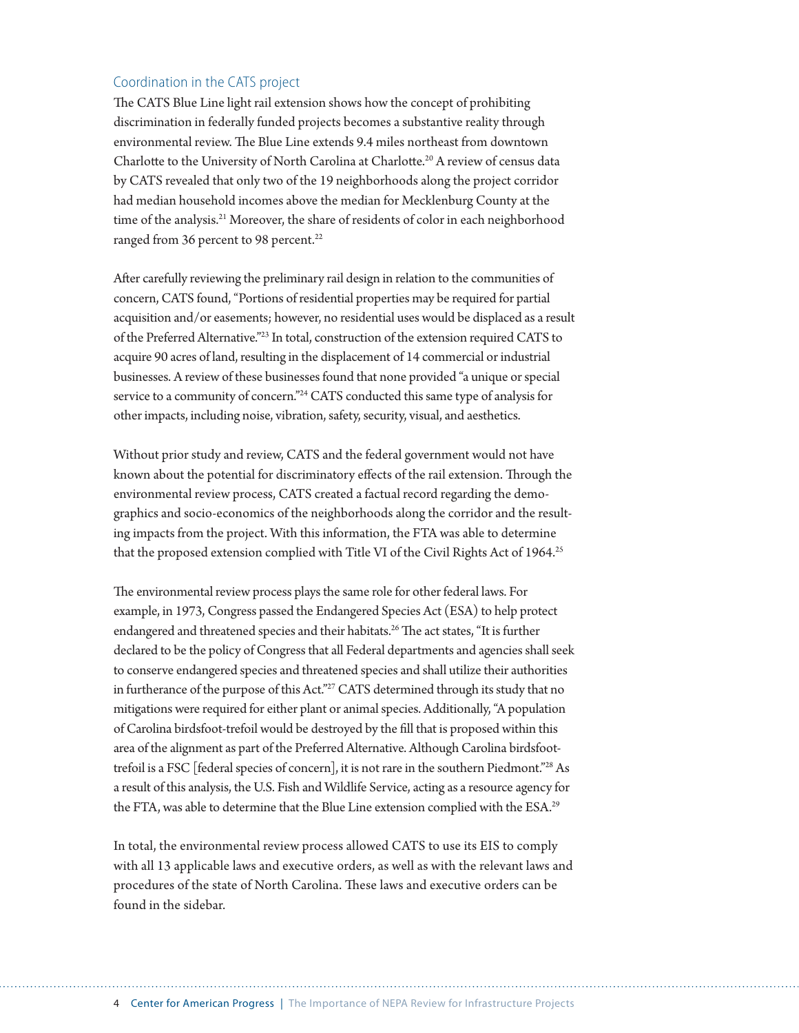## Coordination in the CATS project

The CATS Blue Line light rail extension shows how the concept of prohibiting discrimination in federally funded projects becomes a substantive reality through environmental review. The Blue Line extends 9.4 miles northeast from downtown Charlotte to the University of North Carolina at Charlotte.[20] A review of census data by CATS revealed that only two of the 19 neighborhoods along the project corridor had median household incomes above the median for Mecklenburg County at the time of the analysis.[21] Moreover, the share of residents of color in each neighborhood ranged from 36 percent to 98 percent.[22]

After carefully reviewing the preliminary rail design in relation to the communities of concern, CATS found, "Portions of residential properties may be required for partial acquisition and/or easements; however, no residential uses would be displaced as a result of the Preferred Alternative."[23] In total, construction of the extension required CATS to acquire 90 acres of land, resulting in the displacement of 14 commercial or industrial businesses. A review of these businesses found that none provided "a unique or special service to a community of concern."[24] CATS conducted this same type of analysis for other impacts, including noise, vibration, safety, security, visual, and aesthetics.

Without prior study and review, CATS and the federal government would not have known about the potential for discriminatory effects of the rail extension. Through the environmental review process, CATS created a factual record regarding the demographics and socio-economics of the neighborhoods along the corridor and the resulting impacts from the project. With this information, the FTA was able to determine that the proposed extension complied with Title VI of the Civil Rights Act of 1964.[25]

The environmental review process plays the same role for other federal laws. For example, in 1973, Congress passed the Endangered Species Act (ESA) to help protect endangered and threatened species and their habitats.[26] The act states, "It is further declared to be the policy of Congress that all Federal departments and agencies shall seek to conserve endangered species and threatened species and shall utilize their authorities in furtherance of the purpose of this Act."[27] CATS determined through its study that no mitigations were required for either plant or animal species. Additionally, "A population of Carolina birdsfoot-trefoil would be destroyed by the fill that is proposed within this area of the alignment as part of the Preferred Alternative. Although Carolina birdsfoot-trefoil is a FSC [federal species of concern], it is not rare in the southern Piedmont."[28] As a result of this analysis, the U.S. Fish and Wildlife Service, acting as a resource agency for the FTA, was able to determine that the Blue Line extension complied with the ESA.[29]

In total, the environmental review process allowed CATS to use its EIS to comply with all 13 applicable laws and executive orders, as well as with the relevant laws and procedures of the state of North Carolina. These laws and executive orders can be found in the sidebar.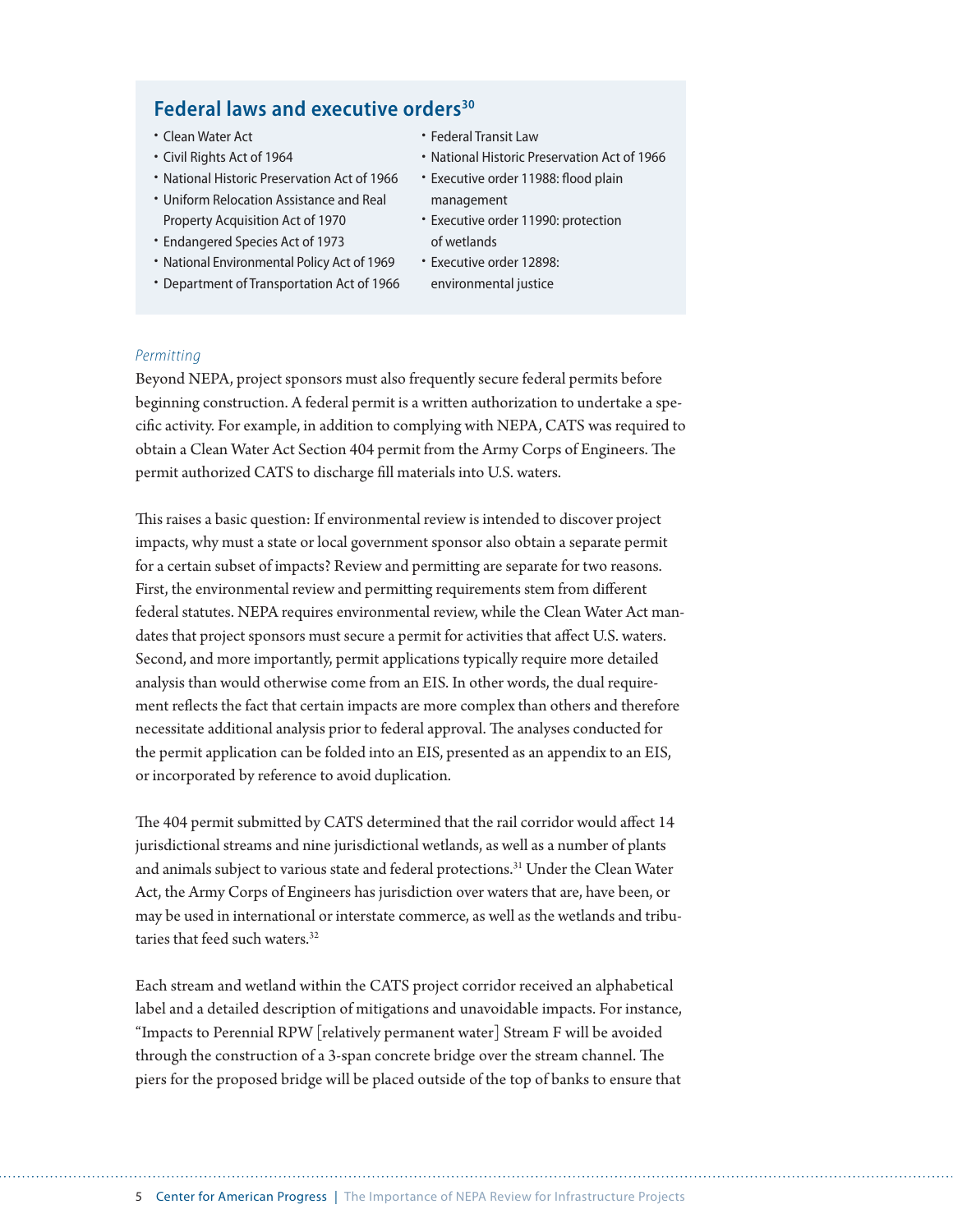## Federal laws and executive orders[30]

- Clean Water Act
- Civil Rights Act of 1964
- National Historic Preservation Act of 1966
- Uniform Relocation Assistance and Real Property Acquisition Act of 1970
- Endangered Species Act of 1973
- National Environmental Policy Act of 1969
- Department of Transportation Act of 1966
- Federal Transit Law
- National Historic Preservation Act of 1966
- Executive order 11988: flood plain management
- Executive order 11990: protection of wetlands
- Executive order 12898: environmental justice

*Permitting*

Beyond NEPA, project sponsors must also frequently secure federal permits before beginning construction. A federal permit is a written authorization to undertake a specific activity. For example, in addition to complying with NEPA, CATS was required to obtain a Clean Water Act Section 404 permit from the Army Corps of Engineers. The permit authorized CATS to discharge fill materials into U.S. waters.

This raises a basic question: If environmental review is intended to discover project impacts, why must a state or local government sponsor also obtain a separate permit for a certain subset of impacts? Review and permitting are separate for two reasons. First, the environmental review and permitting requirements stem from different federal statutes. NEPA requires environmental review, while the Clean Water Act mandates that project sponsors must secure a permit for activities that affect U.S. waters. Second, and more importantly, permit applications typically require more detailed analysis than would otherwise come from an EIS. In other words, the dual requirement reflects the fact that certain impacts are more complex than others and therefore necessitate additional analysis prior to federal approval. The analyses conducted for the permit application can be folded into an EIS, presented as an appendix to an EIS, or incorporated by reference to avoid duplication.

The 404 permit submitted by CATS determined that the rail corridor would affect 14 jurisdictional streams and nine jurisdictional wetlands, as well as a number of plants and animals subject to various state and federal protections.[31] Under the Clean Water Act, the Army Corps of Engineers has jurisdiction over waters that are, have been, or may be used in international or interstate commerce, as well as the wetlands and tributaries that feed such waters.[32]

Each stream and wetland within the CATS project corridor received an alphabetical label and a detailed description of mitigations and unavoidable impacts. For instance, "Impacts to Perennial RPW [relatively permanent water] Stream F will be avoided through the construction of a 3-span concrete bridge over the stream channel. The piers for the proposed bridge will be placed outside of the top of banks to ensure that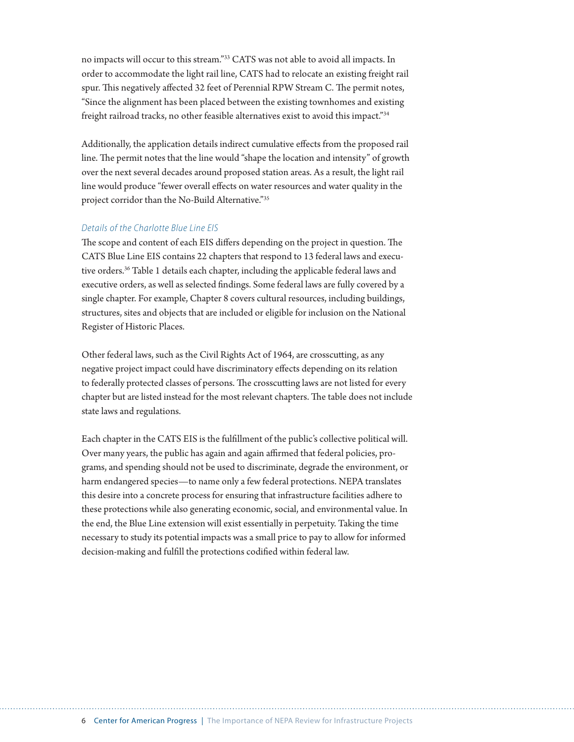no impacts will occur to this stream."[33] CATS was not able to avoid all impacts. In order to accommodate the light rail line, CATS had to relocate an existing freight rail spur. This negatively affected 32 feet of Perennial RPW Stream C. The permit notes, "Since the alignment has been placed between the existing townhomes and existing freight railroad tracks, no other feasible alternatives exist to avoid this impact."[34]

Additionally, the application details indirect cumulative effects from the proposed rail line. The permit notes that the line would "shape the location and intensity" of growth over the next several decades around proposed station areas. As a result, the light rail line would produce "fewer overall effects on water resources and water quality in the project corridor than the No-Build Alternative."[35]

### *Details of the Charlotte Blue Line EIS*

The scope and content of each EIS differs depending on the project in question. The CATS Blue Line EIS contains 22 chapters that respond to 13 federal laws and executive orders.[36] Table 1 details each chapter, including the applicable federal laws and executive orders, as well as selected findings. Some federal laws are fully covered by a single chapter. For example, Chapter 8 covers cultural resources, including buildings, structures, sites and objects that are included or eligible for inclusion on the National Register of Historic Places.

Other federal laws, such as the Civil Rights Act of 1964, are crosscutting, as any negative project impact could have discriminatory effects depending on its relation to federally protected classes of persons. The crosscutting laws are not listed for every chapter but are listed instead for the most relevant chapters. The table does not include state laws and regulations.

Each chapter in the CATS EIS is the fulfillment of the public's collective political will. Over many years, the public has again and again affirmed that federal policies, programs, and spending should not be used to discriminate, degrade the environment, or harm endangered species—to name only a few federal protections. NEPA translates this desire into a concrete process for ensuring that infrastructure facilities adhere to these protections while also generating economic, social, and environmental value. In the end, the Blue Line extension will exist essentially in perpetuity. Taking the time necessary to study its potential impacts was a small price to pay to allow for informed decision-making and fulfill the protections codified within federal law.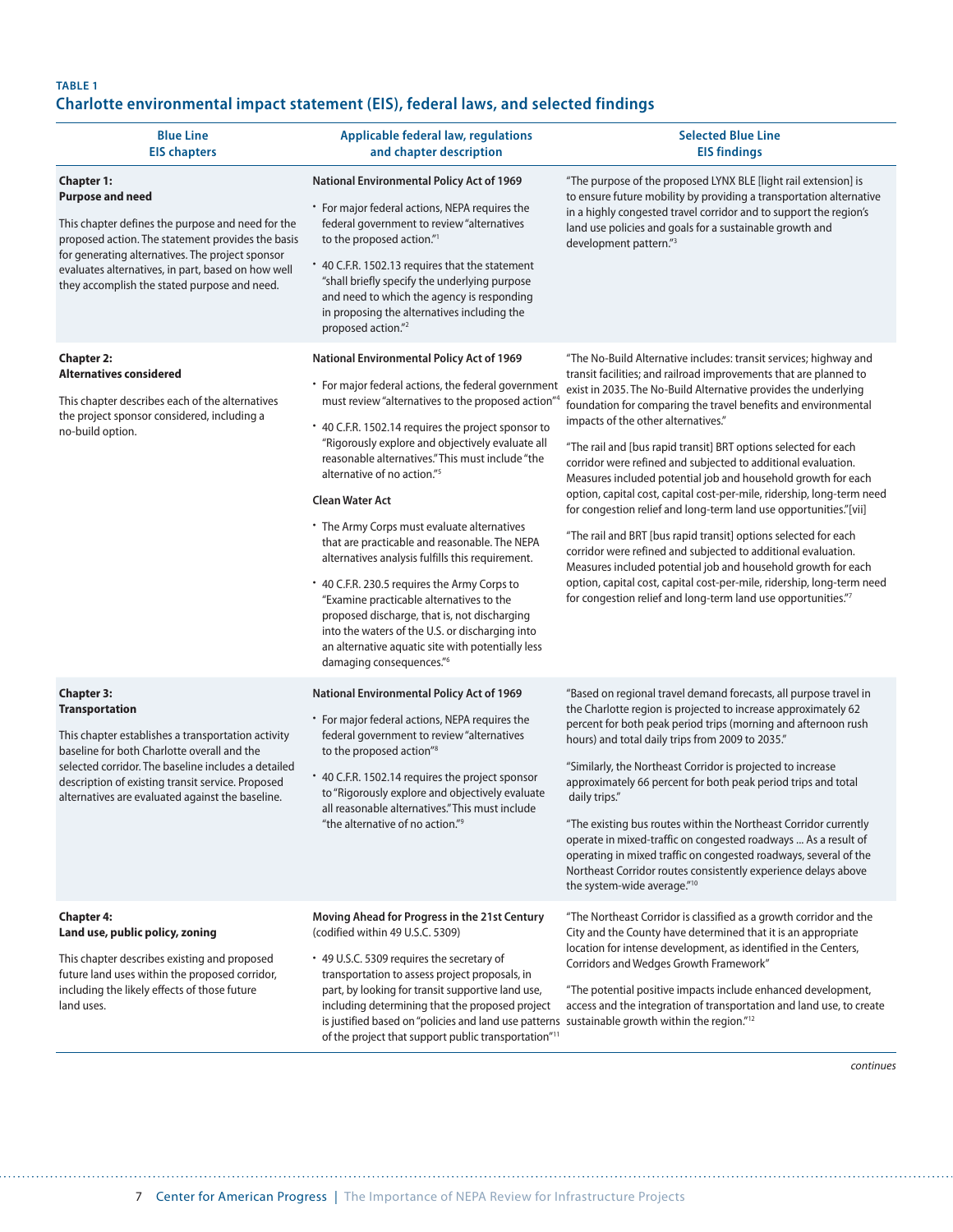**TABLE 1**

## Charlotte environmental impact statement (EIS), federal laws, and selected findings

| Blue Line EIS chapters | Applicable federal law, regulations and chapter description | Selected Blue Line EIS findings |
|---|---|---|
| **Chapter 1: Purpose and need**<br><br>This chapter defines the purpose and need for the proposed action. The statement provides the basis for generating alternatives. The project sponsor evaluates alternatives, in part, based on how well they accomplish the stated purpose and need. | **National Environmental Policy Act of 1969**<br><br>• For major federal actions, NEPA requires the federal government to review "alternatives to the proposed action."[1]<br><br>• 40 C.F.R. 1502.13 requires that the statement "shall briefly specify the underlying purpose and need to which the agency is responding in proposing the alternatives including the proposed action."[2] | "The purpose of the proposed LYNX BLE [light rail extension] is to ensure future mobility by providing a transportation alternative in a highly congested travel corridor and to support the region's land use policies and goals for a sustainable growth and development pattern."[3] |
| **Chapter 2: Alternatives considered**<br><br>This chapter describes each of the alternatives the project sponsor considered, including a no-build option. | **National Environmental Policy Act of 1969**<br><br>• For major federal actions, the federal government must review "alternatives to the proposed action"[4]<br><br>• 40 C.F.R. 1502.14 requires the project sponsor to "Rigorously explore and objectively evaluate all reasonable alternatives." This must include "the alternative of no action."[5]<br><br>**Clean Water Act**<br><br>• The Army Corps must evaluate alternatives that are practicable and reasonable. The NEPA alternatives analysis fulfills this requirement.<br><br>• 40 C.F.R. 230.5 requires the Army Corps to "Examine practicable alternatives to the proposed discharge, that is, not discharging into the waters of the U.S. or discharging into an alternative aquatic site with potentially less damaging consequences."[6] | "The No-Build Alternative includes: transit services; highway and transit facilities; and railroad improvements that are planned to exist in 2035. The No-Build Alternative provides the underlying foundation for comparing the travel benefits and environmental impacts of the other alternatives."<br><br>"The rail and [bus rapid transit] BRT options selected for each corridor were refined and subjected to additional evaluation. Measures included potential job and household growth for each option, capital cost, capital cost-per-mile, ridership, long-term need for congestion relief and long-term land use opportunities."[vii]<br><br>"The rail and BRT [bus rapid transit] options selected for each corridor were refined and subjected to additional evaluation. Measures included potential job and household growth for each option, capital cost, capital cost-per-mile, ridership, long-term need for congestion relief and long-term land use opportunities."[7] |
| **Chapter 3: Transportation**<br><br>This chapter establishes a transportation activity baseline for both Charlotte overall and the selected corridor. The baseline includes a detailed description of existing transit service. Proposed alternatives are evaluated against the baseline. | **National Environmental Policy Act of 1969**<br><br>• For major federal actions, NEPA requires the federal government to review "alternatives to the proposed action"[8]<br><br>• 40 C.F.R. 1502.14 requires the project sponsor to "Rigorously explore and objectively evaluate all reasonable alternatives." This must include "the alternative of no action."[9] | "Based on regional travel demand forecasts, all purpose travel in the Charlotte region is projected to increase approximately 62 percent for both peak period trips (morning and afternoon rush hours) and total daily trips from 2009 to 2035."<br><br>"Similarly, the Northeast Corridor is projected to increase approximately 66 percent for both peak period trips and total daily trips."<br><br>"The existing bus routes within the Northeast Corridor currently operate in mixed-traffic on congested roadways ... As a result of operating in mixed traffic on congested roadways, several of the Northeast Corridor routes consistently experience delays above the system-wide average."[10] |
| **Chapter 4: Land use, public policy, zoning**<br><br>This chapter describes existing and proposed future land uses within the proposed corridor, including the likely effects of those future land uses. | **Moving Ahead for Progress in the 21st Century** (codified within 49 U.S.C. 5309)<br><br>• 49 U.S.C. 5309 requires the secretary of transportation to assess project proposals, in part, by looking for transit supportive land use, including determining that the proposed project is justified based on "policies and land use patterns of the project that support public transportation"[11] | "The Northeast Corridor is classified as a growth corridor and the City and the County have determined that it is an appropriate location for intense development, as identified in the Centers, Corridors and Wedges Growth Framework"<br><br>"The potential positive impacts include enhanced development, access and the integration of transportation and land use, to create sustainable growth within the region."[12] |

*continues*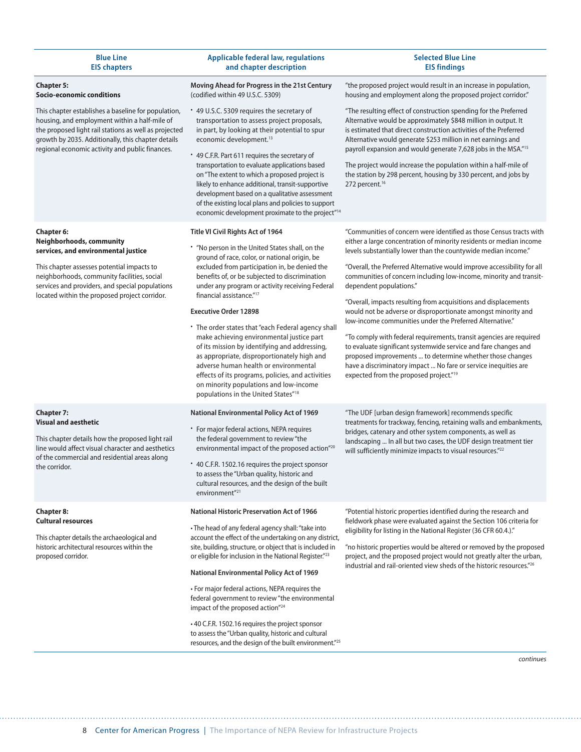| Blue Line EIS chapters | Applicable federal law, regulations and chapter description | Selected Blue Line EIS findings |
|---|---|---|
| **Chapter 5: Socio-economic conditions**<br><br>This chapter establishes a baseline for population, housing, and employment within a half-mile of the proposed light rail stations as well as projected growth by 2035. Additionally, this chapter details regional economic activity and public finances. | **Moving Ahead for Progress in the 21st Century** (codified within 49 U.S.C. 5309)<br><br>• 49 U.S.C. 5309 requires the secretary of transportation to assess project proposals, in part, by looking at their potential to spur economic development.[13]<br><br>• 49 C.F.R. Part 611 requires the secretary of transportation to evaluate applications based on "The extent to which a proposed project is likely to enhance additional, transit-supportive development based on a qualitative assessment of the existing local plans and policies to support economic development proximate to the project"[14] | "the proposed project would result in an increase in population, housing and employment along the proposed project corridor."<br><br>"The resulting effect of construction spending for the Preferred Alternative would be approximately $848 million in output. It is estimated that direct construction activities of the Preferred Alternative would generate $253 million in net earnings and payroll expansion and would generate 7,628 jobs in the MSA."[15]<br><br>The project would increase the population within a half-mile of the station by 298 percent, housing by 330 percent, and jobs by 272 percent.[16] |
| **Chapter 6: Neighborhoods, community services, and environmental justice**<br><br>This chapter assesses potential impacts to neighborhoods, community facilities, social services and providers, and special populations located within the proposed project corridor. | **Title VI Civil Rights Act of 1964**<br><br>• "No person in the United States shall, on the ground of race, color, or national origin, be excluded from participation in, be denied the benefits of, or be subjected to discrimination under any program or activity receiving Federal financial assistance."[17]<br><br>**Executive Order 12898**<br><br>• The order states that "each Federal agency shall make achieving environmental justice part of its mission by identifying and addressing, as appropriate, disproportionately high and adverse human health or environmental effects of its programs, policies, and activities on minority populations and low-income populations in the United States"[18] | "Communities of concern were identified as those Census tracts with either a large concentration of minority residents or median income levels substantially lower than the countywide median income."<br><br>"Overall, the Preferred Alternative would improve accessibility for all communities of concern including low-income, minority and transit-dependent populations."<br><br>"Overall, impacts resulting from acquisitions and displacements would not be adverse or disproportionate amongst minority and low-income communities under the Preferred Alternative."<br><br>"To comply with federal requirements, transit agencies are required to evaluate significant systemwide service and fare changes and proposed improvements ... to determine whether those changes have a discriminatory impact ... No fare or service inequities are expected from the proposed project."[19] |
| **Chapter 7: Visual and aesthetic**<br><br>This chapter details how the proposed light rail line would affect visual character and aesthetics of the commercial and residential areas along the corridor. | **National Environmental Policy Act of 1969**<br><br>• For major federal actions, NEPA requires the federal government to review "the environmental impact of the proposed action"[20]<br><br>• 40 C.F.R. 1502.16 requires the project sponsor to assess the "Urban quality, historic and cultural resources, and the design of the built environment"[21] | "The UDF [urban design framework] recommends specific treatments for trackway, fencing, retaining walls and embankments, bridges, catenary and other system components, as well as landscaping ... In all but two cases, the UDF design treatment tier will sufficiently minimize impacts to visual resources."[22] |
| **Chapter 8: Cultural resources**<br><br>This chapter details the archaeological and historic architectural resources within the proposed corridor. | **National Historic Preservation Act of 1966**<br><br>• The head of any federal agency shall: "take into account the effect of the undertaking on any district, site, building, structure, or object that is included in or eligible for inclusion in the National Register."[23]<br><br>**National Environmental Policy Act of 1969**<br><br>• For major federal actions, NEPA requires the federal government to review "the environmental impact of the proposed action"[24]<br><br>• 40 C.F.R. 1502.16 requires the project sponsor to assess the "Urban quality, historic and cultural resources, and the design of the built environment."[25] | "Potential historic properties identified during the research and fieldwork phase were evaluated against the Section 106 criteria for eligibility for listing in the National Register (36 CFR 60.4.)."<br><br>"no historic properties would be altered or removed by the proposed project, and the proposed project would not greatly alter the urban, industrial and rail-oriented view sheds of the historic resources."[26] |

*continues*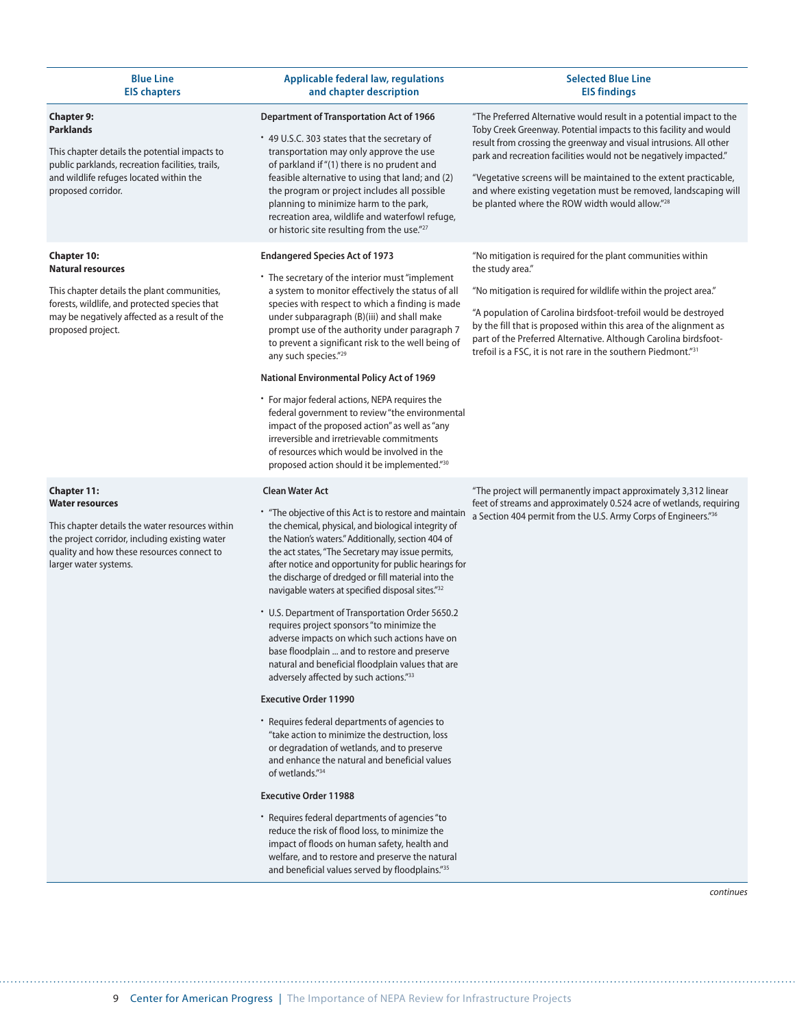| Blue Line EIS chapters | Applicable federal law, regulations and chapter description | Selected Blue Line EIS findings |
|---|---|---|
| **Chapter 9: Parklands**<br><br>This chapter details the potential impacts to public parklands, recreation facilities, trails, and wildlife refuges located within the proposed corridor. | **Department of Transportation Act of 1966**<br><br>• 49 U.S.C. 303 states that the secretary of transportation may only approve the use of parkland if "(1) there is no prudent and feasible alternative to using that land; and (2) the program or project includes all possible planning to minimize harm to the park, recreation area, wildlife and waterfowl refuge, or historic site resulting from the use."[27] | "The Preferred Alternative would result in a potential impact to the Toby Creek Greenway. Potential impacts to this facility and would result from crossing the greenway and visual intrusions. All other park and recreation facilities would not be negatively impacted."<br><br>"Vegetative screens will be maintained to the extent practicable, and where existing vegetation must be removed, landscaping will be planted where the ROW width would allow."[28] |
| **Chapter 10: Natural resources**<br><br>This chapter details the plant communities, forests, wildlife, and protected species that may be negatively affected as a result of the proposed project. | **Endangered Species Act of 1973**<br><br>• The secretary of the interior must "implement a system to monitor effectively the status of all species with respect to which a finding is made under subparagraph (B)(iii) and shall make prompt use of the authority under paragraph 7 to prevent a significant risk to the well being of any such species."[29]<br><br>**National Environmental Policy Act of 1969**<br><br>• For major federal actions, NEPA requires the federal government to review "the environmental impact of the proposed action" as well as "any irreversible and irretrievable commitments of resources which would be involved in the proposed action should it be implemented."[30] | "No mitigation is required for the plant communities within the study area."<br><br>"No mitigation is required for wildlife within the project area."<br><br>"A population of Carolina birdsfoot-trefoil would be destroyed by the fill that is proposed within this area of the alignment as part of the Preferred Alternative. Although Carolina birdsfoot-trefoil is a FSC, it is not rare in the southern Piedmont."[31] |
| **Chapter 11: Water resources**<br><br>This chapter details the water resources within the project corridor, including existing water quality and how these resources connect to larger water systems. | **Clean Water Act**<br><br>• "The objective of this Act is to restore and maintain the chemical, physical, and biological integrity of the Nation's waters." Additionally, section 404 of the act states, "The Secretary may issue permits, after notice and opportunity for public hearings for the discharge of dredged or fill material into the navigable waters at specified disposal sites."[32]<br><br>• U.S. Department of Transportation Order 5650.2 requires project sponsors "to minimize the adverse impacts on which such actions have on base floodplain ... and to restore and preserve natural and beneficial floodplain values that are adversely affected by such actions."[33]<br><br>**Executive Order 11990**<br><br>• Requires federal departments of agencies to "take action to minimize the destruction, loss or degradation of wetlands, and to preserve and enhance the natural and beneficial values of wetlands."[34]<br><br>**Executive Order 11988**<br><br>• Requires federal departments of agencies "to reduce the risk of flood loss, to minimize the impact of floods on human safety, health and welfare, and to restore and preserve the natural and beneficial values served by floodplains."[35] | "The project will permanently impact approximately 3,312 linear feet of streams and approximately 0.524 acre of wetlands, requiring a Section 404 permit from the U.S. Army Corps of Engineers."[36] |

*continues*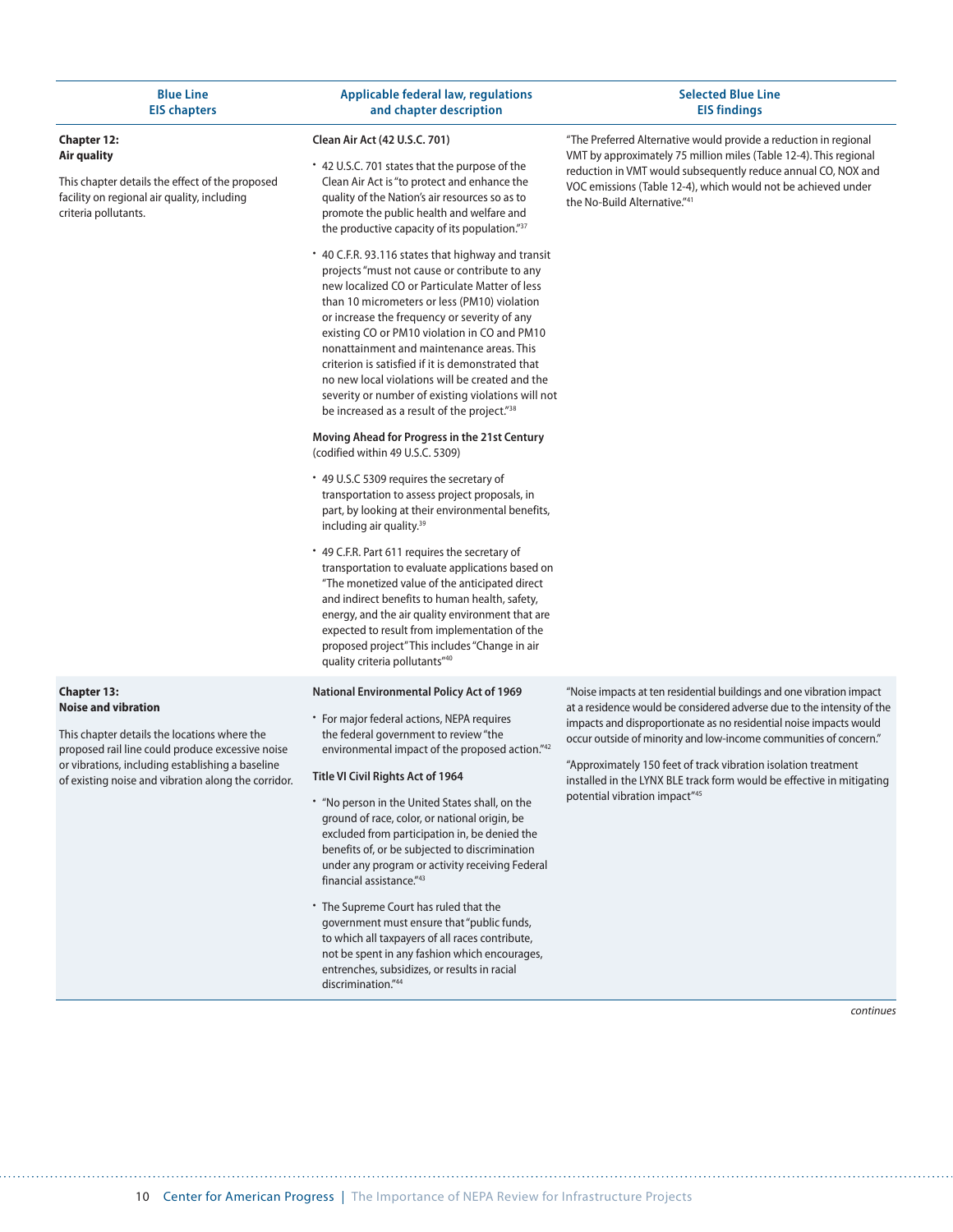| Blue Line EIS chapters | Applicable federal law, regulations and chapter description | Selected Blue Line EIS findings |
|---|---|---|
| **Chapter 12: Air quality**<br><br>This chapter details the effect of the proposed facility on regional air quality, including criteria pollutants. | **Clean Air Act (42 U.S.C. 701)**<br><br>• 42 U.S.C. 701 states that the purpose of the Clean Air Act is "to protect and enhance the quality of the Nation's air resources so as to promote the public health and welfare and the productive capacity of its population."[37]<br><br>• 40 C.F.R. 93.116 states that highway and transit projects "must not cause or contribute to any new localized CO or Particulate Matter of less than 10 micrometers or less (PM10) violation or increase the frequency or severity of any existing CO or PM10 violation in CO and PM10 nonattainment and maintenance areas. This criterion is satisfied if it is demonstrated that no new local violations will be created and the severity or number of existing violations will not be increased as a result of the project."[38]<br><br>**Moving Ahead for Progress in the 21st Century** (codified within 49 U.S.C. 5309)<br><br>• 49 U.S.C 5309 requires the secretary of transportation to assess project proposals, in part, by looking at their environmental benefits, including air quality.[39]<br><br>• 49 C.F.R. Part 611 requires the secretary of transportation to evaluate applications based on "The monetized value of the anticipated direct and indirect benefits to human health, safety, energy, and the air quality environment that are expected to result from implementation of the proposed project" This includes "Change in air quality criteria pollutants"[40] | "The Preferred Alternative would provide a reduction in regional VMT by approximately 75 million miles (Table 12-4). This regional reduction in VMT would subsequently reduce annual CO, NOX and VOC emissions (Table 12-4), which would not be achieved under the No-Build Alternative."[41] |
| **Chapter 13: Noise and vibration**<br><br>This chapter details the locations where the proposed rail line could produce excessive noise or vibrations, including establishing a baseline of existing noise and vibration along the corridor. | **National Environmental Policy Act of 1969**<br><br>• For major federal actions, NEPA requires the federal government to review "the environmental impact of the proposed action."[42]<br><br>**Title VI Civil Rights Act of 1964**<br><br>• "No person in the United States shall, on the ground of race, color, or national origin, be excluded from participation in, be denied the benefits of, or be subjected to discrimination under any program or activity receiving Federal financial assistance."[43]<br><br>• The Supreme Court has ruled that the government must ensure that "public funds, to which all taxpayers of all races contribute, not be spent in any fashion which encourages, entrenches, subsidizes, or results in racial discrimination."[44] | "Noise impacts at ten residential buildings and one vibration impact at a residence would be considered adverse due to the intensity of the impacts and disproportionate as no residential noise impacts would occur outside of minority and low-income communities of concern."<br><br>"Approximately 150 feet of track vibration isolation treatment installed in the LYNX BLE track form would be effective in mitigating potential vibration impact"[45] |

*continues*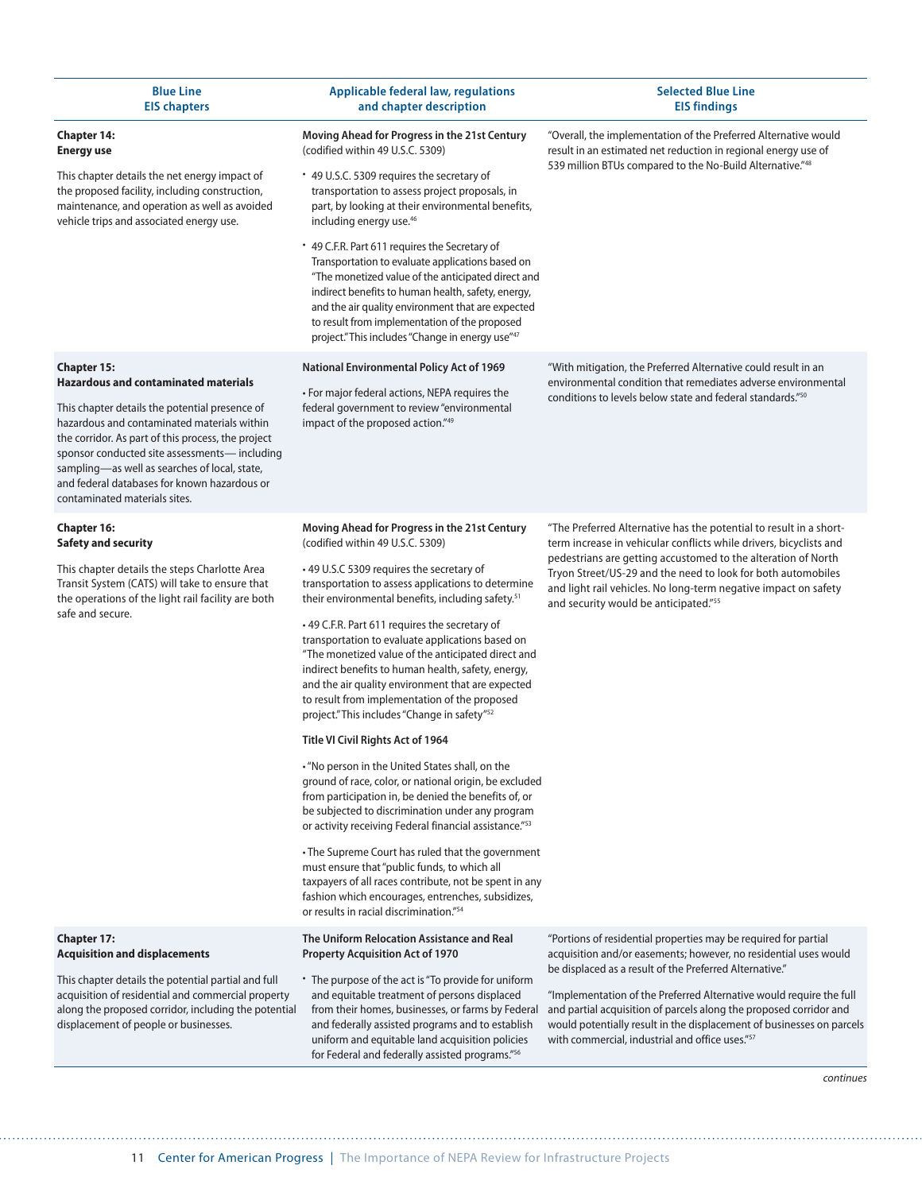| Blue Line EIS chapters | Applicable federal law, regulations and chapter description | Selected Blue Line EIS findings |
|---|---|---|
| **Chapter 14: Energy use**<br><br>This chapter details the net energy impact of the proposed facility, including construction, maintenance, and operation as well as avoided vehicle trips and associated energy use. | **Moving Ahead for Progress in the 21st Century** (codified within 49 U.S.C. 5309)<br><br>• 49 U.S.C. 5309 requires the secretary of transportation to assess project proposals, in part, by looking at their environmental benefits, including energy use.[46]<br><br>• 49 C.F.R. Part 611 requires the Secretary of Transportation to evaluate applications based on "The monetized value of the anticipated direct and indirect benefits to human health, safety, energy, and the air quality environment that are expected to result from implementation of the proposed project." This includes "Change in energy use"[47] | "Overall, the implementation of the Preferred Alternative would result in an estimated net reduction in regional energy use of 539 million BTUs compared to the No-Build Alternative."[48] |
| **Chapter 15: Hazardous and contaminated materials**<br><br>This chapter details the potential presence of hazardous and contaminated materials within the corridor. As part of this process, the project sponsor conducted site assessments— including sampling—as well as searches of local, state, and federal databases for known hazardous or contaminated materials sites. | **National Environmental Policy Act of 1969**<br><br>• For major federal actions, NEPA requires the federal government to review "environmental impact of the proposed action."[49] | "With mitigation, the Preferred Alternative could result in an environmental condition that remediates adverse environmental conditions to levels below state and federal standards."[50] |
| **Chapter 16: Safety and security**<br><br>This chapter details the steps Charlotte Area Transit System (CATS) will take to ensure that the operations of the light rail facility are both safe and secure. | **Moving Ahead for Progress in the 21st Century** (codified within 49 U.S.C. 5309)<br><br>• 49 U.S.C 5309 requires the secretary of transportation to assess applications to determine their environmental benefits, including safety.[51]<br><br>• 49 C.F.R. Part 611 requires the secretary of transportation to evaluate applications based on "The monetized value of the anticipated direct and indirect benefits to human health, safety, energy, and the air quality environment that are expected to result from implementation of the proposed project." This includes "Change in safety"[52]<br><br>**Title VI Civil Rights Act of 1964**<br><br>• "No person in the United States shall, on the ground of race, color, or national origin, be excluded from participation in, be denied the benefits of, or be subjected to discrimination under any program or activity receiving Federal financial assistance."[53]<br><br>• The Supreme Court has ruled that the government must ensure that "public funds, to which all taxpayers of all races contribute, not be spent in any fashion which encourages, entrenches, subsidizes, or results in racial discrimination."[54] | "The Preferred Alternative has the potential to result in a short-term increase in vehicular conflicts while drivers, bicyclists and pedestrians are getting accustomed to the alteration of North Tryon Street/US-29 and the need to look for both automobiles and light rail vehicles. No long-term negative impact on safety and security would be anticipated."[55] |
| **Chapter 17: Acquisition and displacements**<br><br>This chapter details the potential partial and full acquisition of residential and commercial property along the proposed corridor, including the potential displacement of people or businesses. | **The Uniform Relocation Assistance and Real Property Acquisition Act of 1970**<br><br>• The purpose of the act is "To provide for uniform and equitable treatment of persons displaced from their homes, businesses, or farms by Federal and federally assisted programs and to establish uniform and equitable land acquisition policies for Federal and federally assisted programs."[56] | "Portions of residential properties may be required for partial acquisition and/or easements; however, no residential uses would be displaced as a result of the Preferred Alternative."<br><br>"Implementation of the Preferred Alternative would require the full and partial acquisition of parcels along the proposed corridor and would potentially result in the displacement of businesses on parcels with commercial, industrial and office uses."[57] |

*continues*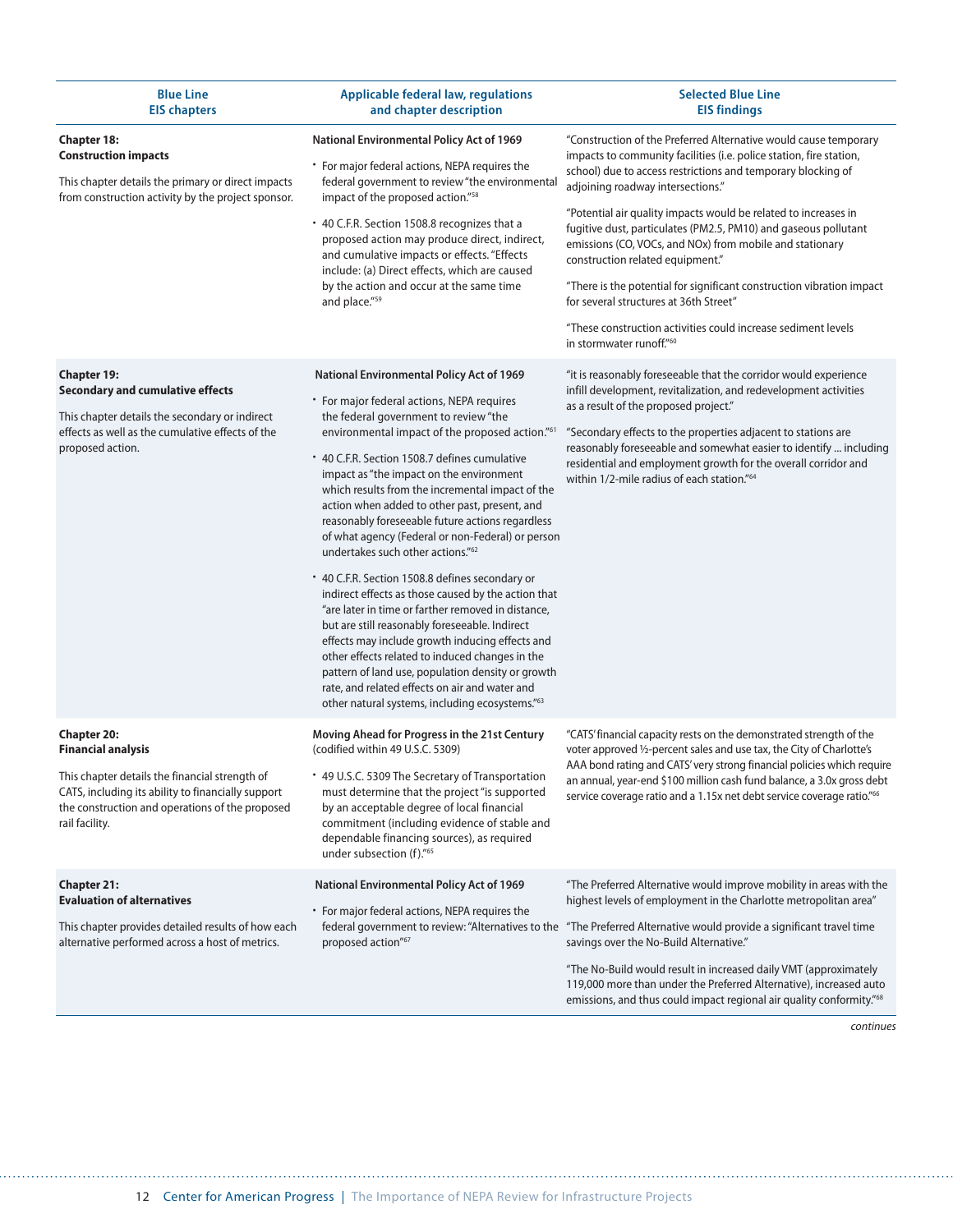| Blue Line EIS chapters | Applicable federal law, regulations and chapter description | Selected Blue Line EIS findings |
|---|---|---|
| **Chapter 18: Construction impacts**<br><br>This chapter details the primary or direct impacts from construction activity by the project sponsor. | **National Environmental Policy Act of 1969**<br><br>• For major federal actions, NEPA requires the federal government to review "the environmental impact of the proposed action."[58]<br><br>• 40 C.F.R. Section 1508.8 recognizes that a proposed action may produce direct, indirect, and cumulative impacts or effects. "Effects include: (a) Direct effects, which are caused by the action and occur at the same time and place."[59] | "Construction of the Preferred Alternative would cause temporary impacts to community facilities (i.e. police station, fire station, school) due to access restrictions and temporary blocking of adjoining roadway intersections."<br><br>"Potential air quality impacts would be related to increases in fugitive dust, particulates (PM2.5, PM10) and gaseous pollutant emissions (CO, VOCs, and NOx) from mobile and stationary construction related equipment."<br><br>"There is the potential for significant construction vibration impact for several structures at 36th Street"<br><br>"These construction activities could increase sediment levels in stormwater runoff."[60] |
| **Chapter 19: Secondary and cumulative effects**<br><br>This chapter details the secondary or indirect effects as well as the cumulative effects of the proposed action. | **National Environmental Policy Act of 1969**<br><br>• For major federal actions, NEPA requires the federal government to review "the environmental impact of the proposed action."[61]<br><br>• 40 C.F.R. Section 1508.7 defines cumulative impact as "the impact on the environment which results from the incremental impact of the action when added to other past, present, and reasonably foreseeable future actions regardless of what agency (Federal or non-Federal) or person undertakes such other actions."[62]<br><br>• 40 C.F.R. Section 1508.8 defines secondary or indirect effects as those caused by the action that "are later in time or farther removed in distance, but are still reasonably foreseeable. Indirect effects may include growth inducing effects and other effects related to induced changes in the pattern of land use, population density or growth rate, and related effects on air and water and other natural systems, including ecosystems."[63] | "it is reasonably foreseeable that the corridor would experience infill development, revitalization, and redevelopment activities as a result of the proposed project."<br><br>"Secondary effects to the properties adjacent to stations are reasonably foreseeable and somewhat easier to identify ... including residential and employment growth for the overall corridor and within 1/2-mile radius of each station."[64] |
| **Chapter 20: Financial analysis**<br><br>This chapter details the financial strength of CATS, including its ability to financially support the construction and operations of the proposed rail facility. | **Moving Ahead for Progress in the 21st Century** (codified within 49 U.S.C. 5309)<br><br>• 49 U.S.C. 5309 The Secretary of Transportation must determine that the project "is supported by an acceptable degree of local financial commitment (including evidence of stable and dependable financing sources), as required under subsection (f)."[65] | "CATS' financial capacity rests on the demonstrated strength of the voter approved ½-percent sales and use tax, the City of Charlotte's AAA bond rating and CATS' very strong financial policies which require an annual, year-end $100 million cash fund balance, a 3.0x gross debt service coverage ratio and a 1.15x net debt service coverage ratio."[66] |
| **Chapter 21: Evaluation of alternatives**<br><br>This chapter provides detailed results of how each alternative performed across a host of metrics. | **National Environmental Policy Act of 1969**<br><br>• For major federal actions, NEPA requires the federal government to review: "Alternatives to the proposed action"[67] | "The Preferred Alternative would improve mobility in areas with the highest levels of employment in the Charlotte metropolitan area"<br><br>"The Preferred Alternative would provide a significant travel time savings over the No-Build Alternative."<br><br>"The No-Build would result in increased daily VMT (approximately 119,000 more than under the Preferred Alternative), increased auto emissions, and thus could impact regional air quality conformity."[68] |

*continues*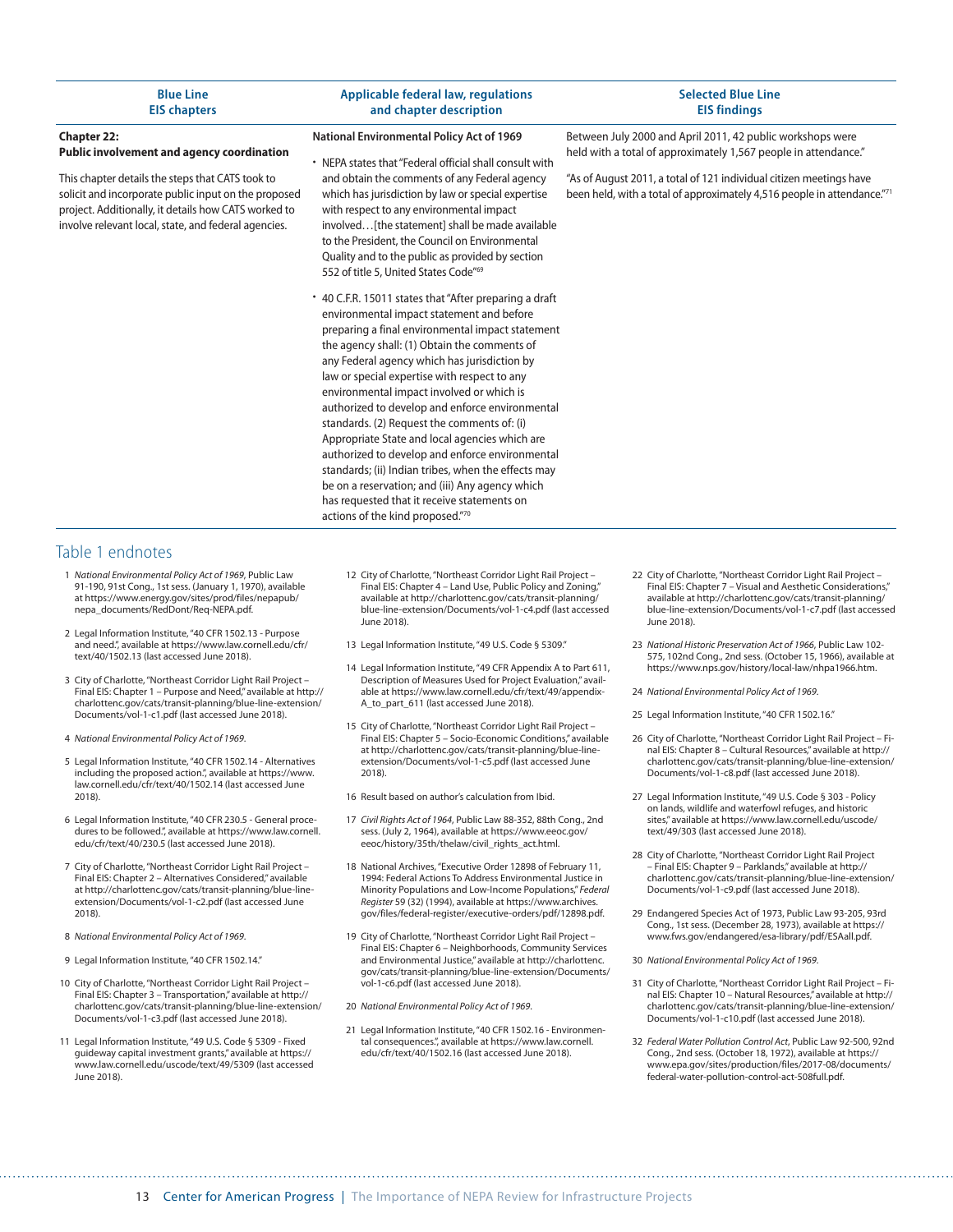| Blue Line EIS chapters | Applicable federal law, regulations and chapter description | Selected Blue Line EIS findings |
|---|---|---|
| **Chapter 22: Public involvement and agency coordination**<br><br>This chapter details the steps that CATS took to solicit and incorporate public input on the proposed project. Additionally, it details how CATS worked to involve relevant local, state, and federal agencies. | **National Environmental Policy Act of 1969**<br><br>• NEPA states that "Federal official shall consult with and obtain the comments of any Federal agency which has jurisdiction by law or special expertise with respect to any environmental impact involved…[the statement] shall be made available to the President, the Council on Environmental Quality and to the public as provided by section 552 of title 5, United States Code"[69]<br><br>• 40 C.F.R. 15011 states that "After preparing a draft environmental impact statement and before preparing a final environmental impact statement the agency shall: (1) Obtain the comments of any Federal agency which has jurisdiction by law or special expertise with respect to any environmental impact involved or which is authorized to develop and enforce environmental standards. (2) Request the comments of: (i) Appropriate State and local agencies which are authorized to develop and enforce environmental standards; (ii) Indian tribes, when the effects may be on a reservation; and (iii) Any agency which has requested that it receive statements on actions of the kind proposed."[70] | Between July 2000 and April 2011, 42 public workshops were held with a total of approximately 1,567 people in attendance."<br><br>"As of August 2011, a total of 121 individual citizen meetings have been held, with a total of approximately 4,516 people in attendance."[71] |

## Table 1 endnotes

1 *National Environmental Policy Act of 1969*, Public Law 91-190, 91st Cong., 1st sess. (January 1, 1970), available at https://www.energy.gov/sites/prod/files/nepapub/nepa_documents/RedDont/Req-NEPA.pdf.

2 Legal Information Institute, "40 CFR 1502.13 - Purpose and need.", available at https://www.law.cornell.edu/cfr/text/40/1502.13 (last accessed June 2018).

3 City of Charlotte, "Northeast Corridor Light Rail Project – Final EIS: Chapter 1 – Purpose and Need," available at http://charlottenc.gov/cats/transit-planning/blue-line-extension/Documents/vol-1-c1.pdf (last accessed June 2018).

4 *National Environmental Policy Act of 1969*.

5 Legal Information Institute, "40 CFR 1502.14 - Alternatives including the proposed action.", available at https://www.law.cornell.edu/cfr/text/40/1502.14 (last accessed June 2018).

6 Legal Information Institute, "40 CFR 230.5 - General procedures to be followed.", available at https://www.law.cornell.edu/cfr/text/40/230.5 (last accessed June 2018).

7 City of Charlotte, "Northeast Corridor Light Rail Project – Final EIS: Chapter 2 – Alternatives Considered," available at http://charlottenc.gov/cats/transit-planning/blue-line-extension/Documents/vol-1-c2.pdf (last accessed June 2018).

8 *National Environmental Policy Act of 1969*.

9 Legal Information Institute, "40 CFR 1502.14."

10 City of Charlotte, "Northeast Corridor Light Rail Project – Final EIS: Chapter 3 – Transportation," available at http://charlottenc.gov/cats/transit-planning/blue-line-extension/Documents/vol-1-c3.pdf (last accessed June 2018).

11 Legal Information Institute, "49 U.S. Code § 5309 - Fixed guideway capital investment grants," available at https://www.law.cornell.edu/uscode/text/49/5309 (last accessed June 2018).

12 City of Charlotte, "Northeast Corridor Light Rail Project – Final EIS: Chapter 4 – Land Use, Public Policy and Zoning," available at http://charlottenc.gov/cats/transit-planning/blue-line-extension/Documents/vol-1-c4.pdf (last accessed June 2018).

13 Legal Information Institute, "49 U.S. Code § 5309."

14 Legal Information Institute, "49 CFR Appendix A to Part 611, Description of Measures Used for Project Evaluation," available at https://www.law.cornell.edu/cfr/text/49/appendix-A_to_part_611 (last accessed June 2018).

15 City of Charlotte, "Northeast Corridor Light Rail Project – Final EIS: Chapter 5 – Socio-Economic Conditions," available at http://charlottenc.gov/cats/transit-planning/blue-line-extension/Documents/vol-1-c5.pdf (last accessed June 2018).

16 Result based on author's calculation from Ibid.

17 *Civil Rights Act of 1964*, Public Law 88-352, 88th Cong., 2nd sess. (July 2, 1964), available at https://www.eeoc.gov/eeoc/history/35th/thelaw/civil_rights_act.html.

18 National Archives, "Executive Order 12898 of February 11, 1994: Federal Actions To Address Environmental Justice in Minority Populations and Low-Income Populations," *Federal Register* 59 (32) (1994), available at https://www.archives.gov/files/federal-register/executive-orders/pdf/12898.pdf.

19 City of Charlotte, "Northeast Corridor Light Rail Project – Final EIS: Chapter 6 – Neighborhoods, Community Services and Environmental Justice," available at http://charlottenc.gov/cats/transit-planning/blue-line-extension/Documents/vol-1-c6.pdf (last accessed June 2018).

20 *National Environmental Policy Act of 1969*.

21 Legal Information Institute, "40 CFR 1502.16 - Environmental consequences.", available at https://www.law.cornell.edu/cfr/text/40/1502.16 (last accessed June 2018).

22 City of Charlotte, "Northeast Corridor Light Rail Project – Final EIS: Chapter 7 – Visual and Aesthetic Considerations," available at http://charlottenc.gov/cats/transit-planning/blue-line-extension/Documents/vol-1-c7.pdf (last accessed June 2018).

23 *National Historic Preservation Act of 1966*, Public Law 102-575, 102nd Cong., 2nd sess. (October 15, 1966), available at https://www.nps.gov/history/local-law/nhpa1966.htm.

24 *National Environmental Policy Act of 1969*.

25 Legal Information Institute, "40 CFR 1502.16."

26 City of Charlotte, "Northeast Corridor Light Rail Project – Final EIS: Chapter 8 – Cultural Resources," available at http://charlottenc.gov/cats/transit-planning/blue-line-extension/Documents/vol-1-c8.pdf (last accessed June 2018).

27 Legal Information Institute, "49 U.S. Code § 303 - Policy on lands, wildlife and waterfowl refuges, and historic sites," available at https://www.law.cornell.edu/uscode/text/49/303 (last accessed June 2018).

28 City of Charlotte, "Northeast Corridor Light Rail Project – Final EIS: Chapter 9 – Parklands," available at http://charlottenc.gov/cats/transit-planning/blue-line-extension/Documents/vol-1-c9.pdf (last accessed June 2018).

29 Endangered Species Act of 1973, Public Law 93-205, 93rd Cong., 1st sess. (December 28, 1973), available at https://www.fws.gov/endangered/esa-library/pdf/ESAall.pdf.

30 *National Environmental Policy Act of 1969*.

31 City of Charlotte, "Northeast Corridor Light Rail Project – Final EIS: Chapter 10 – Natural Resources," available at http://charlottenc.gov/cats/transit-planning/blue-line-extension/Documents/vol-1-c10.pdf (last accessed June 2018).

32 *Federal Water Pollution Control Act*, Public Law 92-500, 92nd Cong., 2nd sess. (October 18, 1972), available at https://www.epa.gov/sites/production/files/2017-08/documents/federal-water-pollution-control-act-508full.pdf.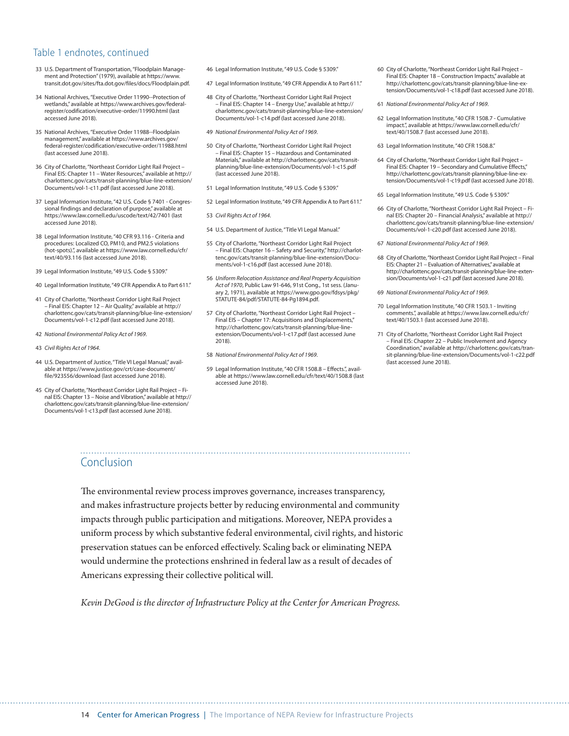## Table 1 endnotes, continued

33 U.S. Department of Transportation, "Floodplain Management and Protection" (1979), available at https://www.transit.dot.gov/sites/fta.dot.gov/files/docs/Floodplain.pdf.

34 National Archives, "Executive Order 11990--Protection of wetlands," available at https://www.archives.gov/federal-register/codification/executive-order/11990.html (last accessed June 2018).

35 National Archives, "Executive Order 11988--Floodplain management," available at https://www.archives.gov/federal-register/codification/executive-order/11988.html (last accessed June 2018).

36 City of Charlotte, "Northeast Corridor Light Rail Project – Final EIS: Chapter 11 – Water Resources," available at http://charlottenc.gov/cats/transit-planning/blue-line-extension/Documents/vol-1-c11.pdf (last accessed June 2018).

37 Legal Information Institute, "42 U.S. Code § 7401 - Congressional findings and declaration of purpose," available at https://www.law.cornell.edu/uscode/text/42/7401 (last accessed June 2018).

38 Legal Information Institute, "40 CFR 93.116 - Criteria and procedures: Localized CO, PM10, and PM2.5 violations (hot-spots).", available at https://www.law.cornell.edu/cfr/text/40/93.116 (last accessed June 2018).

39 Legal Information Institute, "49 U.S. Code § 5309."

40 Legal Information Institute, "49 CFR Appendix A to Part 611."

41 City of Charlotte, "Northeast Corridor Light Rail Project – Final EIS: Chapter 12 – Air Quality," available at http://charlottenc.gov/cats/transit-planning/blue-line-extension/Documents/vol-1-c12.pdf (last accessed June 2018).

42 *National Environmental Policy Act of 1969*.

43 *Civil Rights Act of 1964*.

44 U.S. Department of Justice, "Title VI Legal Manual," available at https://www.justice.gov/crt/case-document/file/923556/download (last accessed June 2018).

45 City of Charlotte, "Northeast Corridor Light Rail Project – Final EIS: Chapter 13 – Noise and Vibration," available at http://charlottenc.gov/cats/transit-planning/blue-line-extension/Documents/vol-1-c13.pdf (last accessed June 2018).

46 Legal Information Institute, "49 U.S. Code § 5309."

47 Legal Information Institute, "49 CFR Appendix A to Part 611."

48 City of Charlotte, "Northeast Corridor Light Rail Project – Final EIS: Chapter 14 – Energy Use," available at http://charlottenc.gov/cats/transit-planning/blue-line-extension/Documents/vol-1-c14.pdf (last accessed June 2018).

49 *National Environmental Policy Act of 1969*.

50 City of Charlotte, "Northeast Corridor Light Rail Project – Final EIS: Chapter 15 – Hazardous and Contaminated Materials," available at http://charlottenc.gov/cats/transit-planning/blue-line-extension/Documents/vol-1-c15.pdf (last accessed June 2018).

51 Legal Information Institute, "49 U.S. Code § 5309."

52 Legal Information Institute, "49 CFR Appendix A to Part 611."

53 *Civil Rights Act of 1964*.

54 U.S. Department of Justice, "Title VI Legal Manual."

55 City of Charlotte, "Northeast Corridor Light Rail Project – Final EIS: Chapter 16 – Safety and Security," http://charlottenc.gov/cats/transit-planning/blue-line-extension/Documents/vol-1-c16.pdf (last accessed June 2018).

56 *Uniform Relocation Assistance and Real Property Acquisition Act of 1970*, Public Law 91-646, 91st Cong., 1st sess. (January 2, 1971), available at https://www.gpo.gov/fdsys/pkg/STATUTE-84/pdf/STATUTE-84-Pg1894.pdf.

57 City of Charlotte, "Northeast Corridor Light Rail Project – Final EIS – Chapter 17: Acquisitions and Displacements," http://charlottenc.gov/cats/transit-planning/blue-line-extension/Documents/vol-1-c17.pdf (last accessed June 2018).

58 *National Environmental Policy Act of 1969*.

59 Legal Information Institute, "40 CFR 1508.8 – Effects.", available at https://www.law.cornell.edu/cfr/text/40/1508.8 (last accessed June 2018).

60 City of Charlotte, "Northeast Corridor Light Rail Project – Final EIS: Chapter 18 – Construction Impacts," available at http://charlottenc.gov/cats/transit-planning/blue-line-extension/Documents/vol-1-c18.pdf (last accessed June 2018).

61 *National Environmental Policy Act of 1969*.

62 Legal Information Institute, "40 CFR 1508.7 - Cumulative impact.", available at https://www.law.cornell.edu/cfr/text/40/1508.7 (last accessed June 2018).

63 Legal Information Institute, "40 CFR 1508.8."

64 City of Charlotte, "Northeast Corridor Light Rail Project – Final EIS: Chapter 19 – Secondary and Cumulative Effects," http://charlottenc.gov/cats/transit-planning/blue-line-extension/Documents/vol-1-c19.pdf (last accessed June 2018).

65 Legal Information Institute, "49 U.S. Code § 5309."

66 City of Charlotte, "Northeast Corridor Light Rail Project – Final EIS: Chapter 20 – Financial Analysis," available at http://charlottenc.gov/cats/transit-planning/blue-line-extension/Documents/vol-1-c20.pdf (last accessed June 2018).

67 *National Environmental Policy Act of 1969*.

68 City of Charlotte, "Northeast Corridor Light Rail Project – Final EIS: Chapter 21 – Evaluation of Alternatives," available at http://charlottenc.gov/cats/transit-planning/blue-line-extension/Documents/vol-1-c21.pdf (last accessed June 2018).

69 *National Environmental Policy Act of 1969*.

70 Legal Information Institute, "40 CFR 1503.1 - Inviting comments.", available at https://www.law.cornell.edu/cfr/text/40/1503.1 (last accessed June 2018).

71 City of Charlotte, "Northeast Corridor Light Rail Project – Final EIS: Chapter 22 – Public Involvement and Agency Coordination," available at http://charlottenc.gov/cats/transit-planning/blue-line-extension/Documents/vol-1-c22.pdf (last accessed June 2018).

## Conclusion

The environmental review process improves governance, increases transparency, and makes infrastructure projects better by reducing environmental and community impacts through public participation and mitigations. Moreover, NEPA provides a uniform process by which substantive federal environmental, civil rights, and historic preservation statues can be enforced effectively. Scaling back or eliminating NEPA would undermine the protections enshrined in federal law as a result of decades of Americans expressing their collective political will.

*Kevin DeGood is the director of Infrastructure Policy at the Center for American Progress.*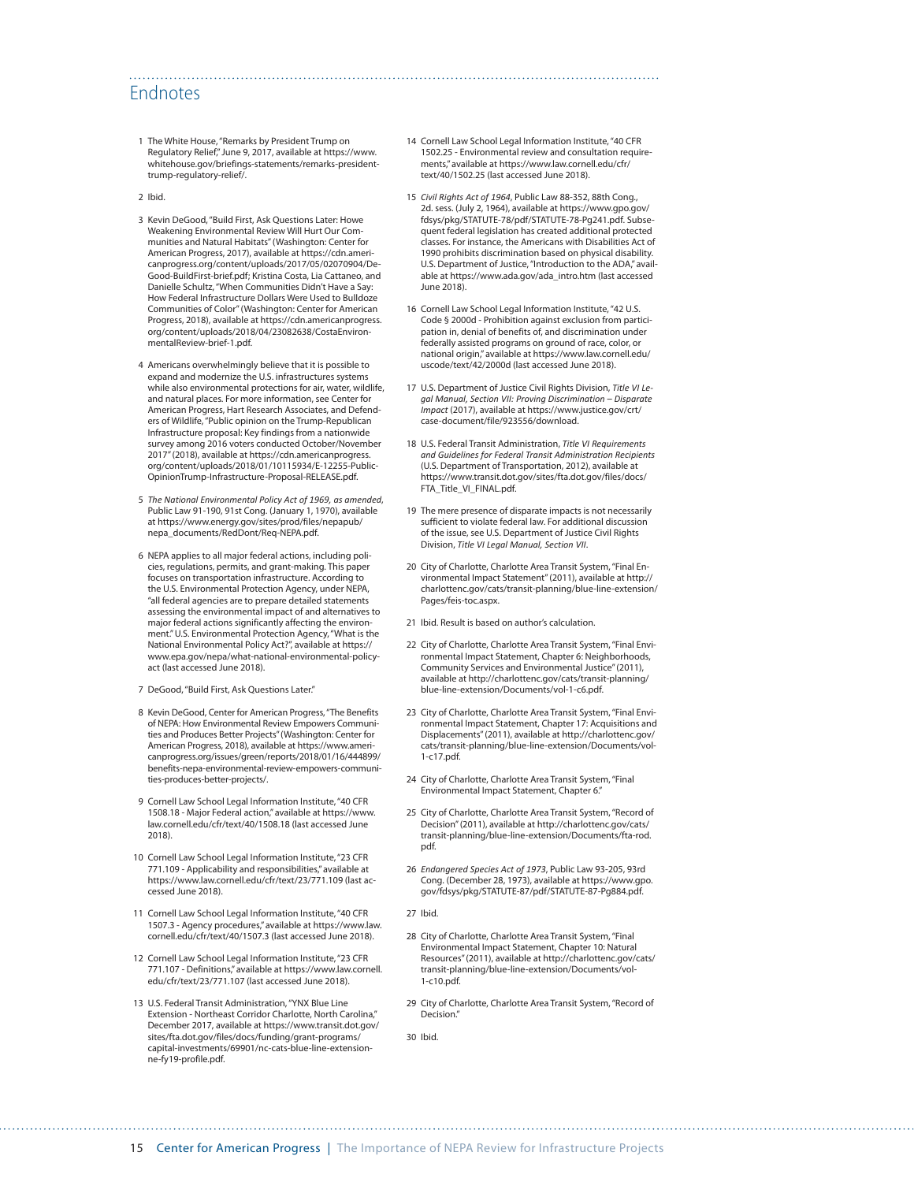## Endnotes

1 The White House, "Remarks by President Trump on Regulatory Relief," June 9, 2017, available at https://www.whitehouse.gov/briefings-statements/remarks-president-trump-regulatory-relief/.

2 Ibid.

3 Kevin DeGood, "Build First, Ask Questions Later: Howe Weakening Environmental Review Will Hurt Our Communities and Natural Habitats" (Washington: Center for American Progress, 2017), available at https://cdn.americanprogress.org/content/uploads/2017/05/02070904/DeGood-BuildFirst-brief.pdf; Kristina Costa, Lia Cattaneo, and Danielle Schultz, "When Communities Didn't Have a Say: How Federal Infrastructure Dollars Were Used to Bulldoze Communities of Color" (Washington: Center for American Progress, 2018), available at https://cdn.americanprogress.org/content/uploads/2018/04/23082638/CostaEnvironmentalReview-brief-1.pdf.

4 Americans overwhelmingly believe that it is possible to expand and modernize the U.S. infrastructures systems while also environmental protections for air, water, wildlife, and natural places. For more information, see Center for American Progress, Hart Research Associates, and Defenders of Wildlife, "Public opinion on the Trump-Republican Infrastructure proposal: Key findings from a nationwide survey among 2016 voters conducted October/November 2017" (2018), available at https://cdn.americanprogress.org/content/uploads/2018/01/10115934/E-12255-PublicOpinionTrump-Infrastructure-Proposal-RELEASE.pdf.

5 *The National Environmental Policy Act of 1969, as amended*, Public Law 91-190, 91st Cong. (January 1, 1970), available at https://www.energy.gov/sites/prod/files/nepapub/nepa_documents/RedDont/Req-NEPA.pdf.

6 NEPA applies to all major federal actions, including policies, regulations, permits, and grant-making. This paper focuses on transportation infrastructure. According to the U.S. Environmental Protection Agency, under NEPA, "all federal agencies are to prepare detailed statements assessing the environmental impact of and alternatives to major federal actions significantly affecting the environment." U.S. Environmental Protection Agency, "What is the National Environmental Policy Act?", available at https://www.epa.gov/nepa/what-national-environmental-policy-act (last accessed June 2018).

7 DeGood, "Build First, Ask Questions Later."

8 Kevin DeGood, Center for American Progress, "The Benefits of NEPA: How Environmental Review Empowers Communities and Produces Better Projects" (Washington: Center for American Progress, 2018), available at https://www.americanprogress.org/issues/green/reports/2018/01/16/444899/benefits-nepa-environmental-review-empowers-communities-produces-better-projects/.

9 Cornell Law School Legal Information Institute, "40 CFR 1508.18 - Major Federal action," available at https://www.law.cornell.edu/cfr/text/40/1508.18 (last accessed June 2018).

10 Cornell Law School Legal Information Institute, "23 CFR 771.109 - Applicability and responsibilities," available at https://www.law.cornell.edu/cfr/text/23/771.109 (last accessed June 2018).

11 Cornell Law School Legal Information Institute, "40 CFR 1507.3 - Agency procedures," available at https://www.law.cornell.edu/cfr/text/40/1507.3 (last accessed June 2018).

12 Cornell Law School Legal Information Institute, "23 CFR 771.107 - Definitions," available at https://www.law.cornell.edu/cfr/text/23/771.107 (last accessed June 2018).

13 U.S. Federal Transit Administration, "YNX Blue Line Extension - Northeast Corridor Charlotte, North Carolina," December 2017, available at https://www.transit.dot.gov/sites/fta.dot.gov/files/docs/funding/grant-programs/capital-investments/69901/nc-cats-blue-line-extension-ne-fy19-profile.pdf.

14 Cornell Law School Legal Information Institute, "40 CFR 1502.25 - Environmental review and consultation requirements," available at https://www.law.cornell.edu/cfr/text/40/1502.25 (last accessed June 2018).

15 *Civil Rights Act of 1964*, Public Law 88-352, 88th Cong., 2d. sess. (July 2, 1964), available at https://www.gpo.gov/fdsys/pkg/STATUTE-78/pdf/STATUTE-78-Pg241.pdf. Subsequent federal legislation has created additional protected classes. For instance, the Americans with Disabilities Act of 1990 prohibits discrimination based on physical disability. U.S. Department of Justice, "Introduction to the ADA," available at https://www.ada.gov/ada_intro.htm (last accessed June 2018).

16 Cornell Law School Legal Information Institute, "42 U.S. Code § 2000d - Prohibition against exclusion from participation in, denial of benefits of, and discrimination under federally assisted programs on ground of race, color, or national origin," available at https://www.law.cornell.edu/uscode/text/42/2000d (last accessed June 2018).

17 U.S. Department of Justice Civil Rights Division, *Title VI Legal Manual, Section VII: Proving Discrimination – Disparate Impact* (2017), available at https://www.justice.gov/crt/case-document/file/923556/download.

18 U.S. Federal Transit Administration, *Title VI Requirements and Guidelines for Federal Transit Administration Recipients* (U.S. Department of Transportation, 2012), available at https://www.transit.dot.gov/sites/fta.dot.gov/files/docs/FTA_Title_VI_FINAL.pdf.

19 The mere presence of disparate impacts is not necessarily sufficient to violate federal law. For additional discussion of the issue, see U.S. Department of Justice Civil Rights Division, *Title VI Legal Manual, Section VII*.

20 City of Charlotte, Charlotte Area Transit System, "Final Environmental Impact Statement" (2011), available at http://charlottenc.gov/cats/transit-planning/blue-line-extension/Pages/feis-toc.aspx.

21 Ibid. Result is based on author's calculation.

22 City of Charlotte, Charlotte Area Transit System, "Final Environmental Impact Statement, Chapter 6: Neighborhoods, Community Services and Environmental Justice" (2011), available at http://charlottenc.gov/cats/transit-planning/blue-line-extension/Documents/vol-1-c6.pdf.

23 City of Charlotte, Charlotte Area Transit System, "Final Environmental Impact Statement, Chapter 17: Acquisitions and Displacements" (2011), available at http://charlottenc.gov/cats/transit-planning/blue-line-extension/Documents/vol-1-c17.pdf.

24 City of Charlotte, Charlotte Area Transit System, "Final Environmental Impact Statement, Chapter 6."

25 City of Charlotte, Charlotte Area Transit System, "Record of Decision" (2011), available at http://charlottenc.gov/cats/transit-planning/blue-line-extension/Documents/fta-rod.pdf.

26 *Endangered Species Act of 1973*, Public Law 93-205, 93rd Cong. (December 28, 1973), available at https://www.gpo.gov/fdsys/pkg/STATUTE-87/pdf/STATUTE-87-Pg884.pdf.

27 Ibid.

28 City of Charlotte, Charlotte Area Transit System, "Final Environmental Impact Statement, Chapter 10: Natural Resources" (2011), available at http://charlottenc.gov/cats/transit-planning/blue-line-extension/Documents/vol-1-c10.pdf.

29 City of Charlotte, Charlotte Area Transit System, "Record of Decision."

30 Ibid.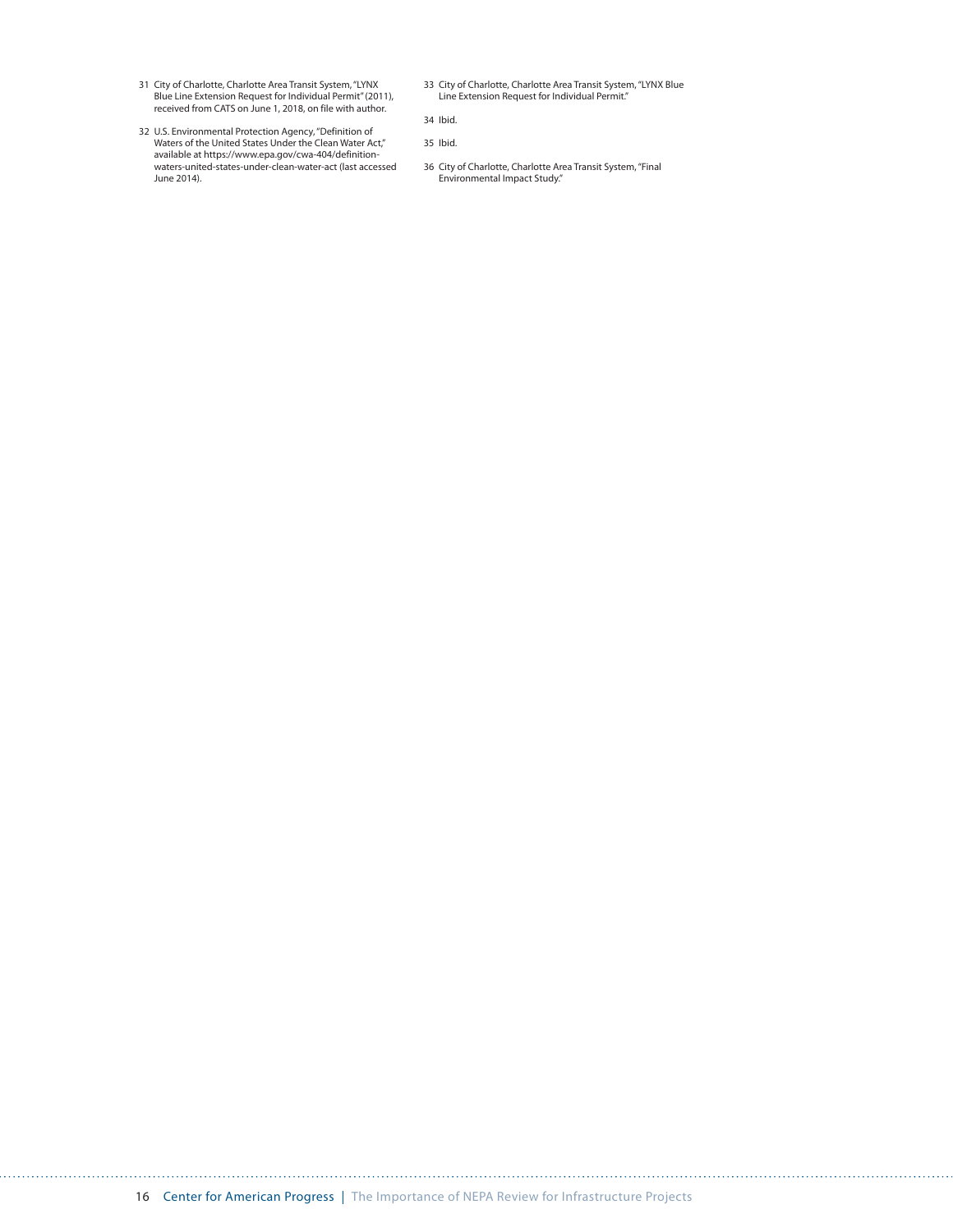31 City of Charlotte, Charlotte Area Transit System, "LYNX Blue Line Extension Request for Individual Permit" (2011), received from CATS on June 1, 2018, on file with author.

32 U.S. Environmental Protection Agency, "Definition of Waters of the United States Under the Clean Water Act," available at https://www.epa.gov/cwa-404/definition-waters-united-states-under-clean-water-act (last accessed June 2014).

33 City of Charlotte, Charlotte Area Transit System, "LYNX Blue Line Extension Request for Individual Permit."

34 Ibid.

35 Ibid.

36 City of Charlotte, Charlotte Area Transit System, "Final Environmental Impact Study."